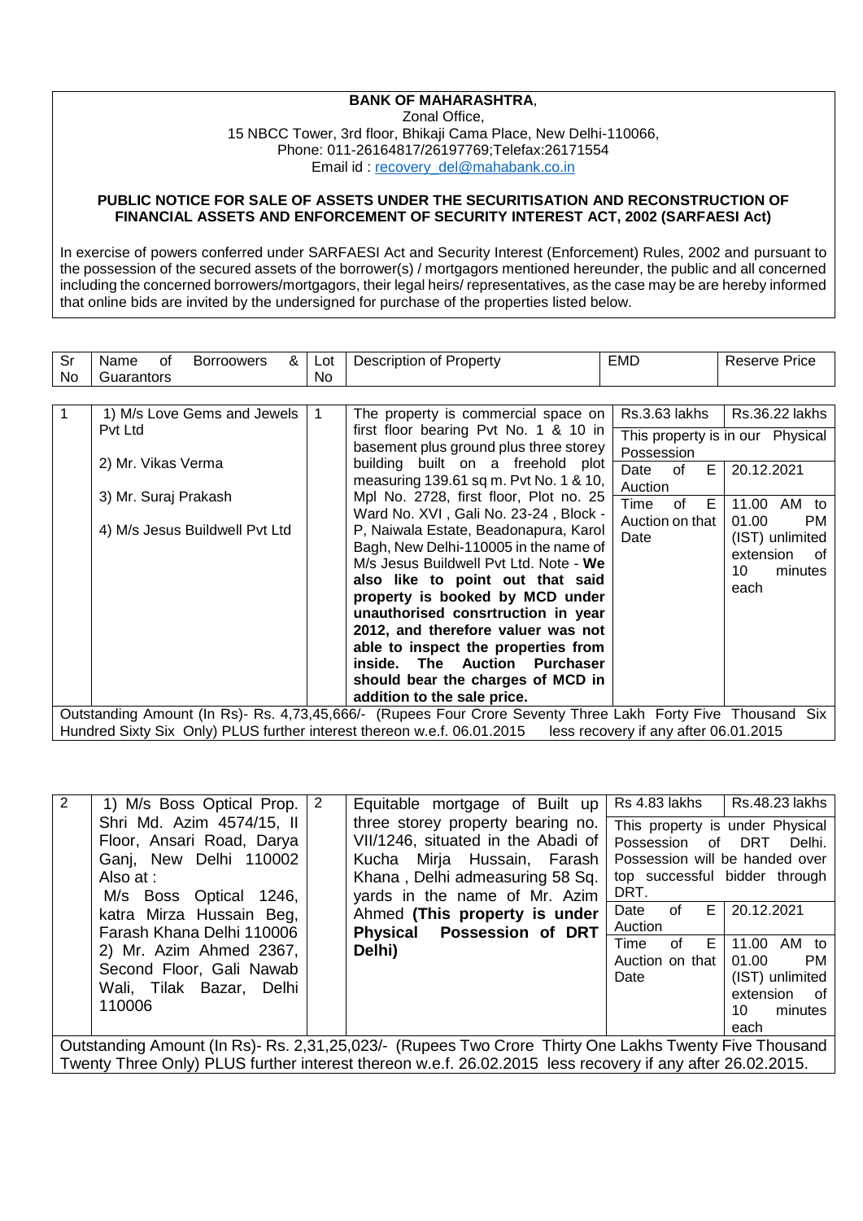**BANK OF MAHARASHTRA**,
Zonal Office,
15 NBCC Tower, 3rd floor, Bhikaji Cama Place, New Delhi-110066,
Phone: 011-26164817/26197769;Telefax:26171554
Email id : recovery_del@mahabank.co.in

**PUBLIC NOTICE FOR SALE OF ASSETS UNDER THE SECURITISATION AND RECONSTRUCTION OF FINANCIAL ASSETS AND ENFORCEMENT OF SECURITY INTEREST ACT, 2002 (SARFAESI Act)**

In exercise of powers conferred under SARFAESI Act and Security Interest (Enforcement) Rules, 2002 and pursuant to the possession of the secured assets of the borrower(s) / mortgagors mentioned hereunder, the public and all concerned including the concerned borrowers/mortgagors, their legal heirs/ representatives, as the case may be are hereby informed that online bids are invited by the undersigned for purchase of the properties listed below.

| Sr No | Name of Borroowers & Guarantors | Lot No | Description of Property | EMD | Reserve Price |
|---|---|---|---|---|---|
| 1 | 1) M/s Love Gems and Jewels Pvt Ltd<br>2) Mr. Vikas Verma<br>3) Mr. Suraj Prakash<br>4) M/s Jesus Buildwell Pvt Ltd | 1 | The property is commercial space on first floor bearing Pvt No. 1 & 10 in basement plus ground plus three storey building built on a freehold plot measuring 139.61 sq m. Pvt No. 1 & 10, Mpl No. 2728, first floor, Plot no. 25 Ward No. XVI , Gali No. 23-24 , Block - P, Naiwala Estate, Beadonapura, Karol Bagh, New Delhi-110005 in the name of M/s Jesus Buildwell Pvt Ltd. Note - **We also like to point out that said property is booked by MCD under unauthorised consrtruction in year 2012, and therefore valuer was not able to inspect the properties from inside. The Auction Purchaser should bear the charges of MCD in addition to the sale price.** | Rs.3.63 lakhs<br>This property is in our Physical Possession<br>Date of E Auction<br>Time of E Auction on that Date | Rs.36.22 lakhs<br><br>20.12.2021<br>11.00 AM to 01.00 PM (IST) unlimited extension of 10 minutes each |
| Outstanding Amount (In Rs)- Rs. 4,73,45,666/- (Rupees Four Crore Seventy Three Lakh Forty Five Thousand Six Hundred Sixty Six Only) PLUS further interest thereon w.e.f. 06.01.2015 less recovery if any after 06.01.2015 | | | | | |
| 2 | 1) M/s Boss Optical Prop. Shri Md. Azim 4574/15, II Floor, Ansari Road, Darya Ganj, New Delhi 110002<br>Also at :<br>M/s Boss Optical 1246, katra Mirza Hussain Beg, Farash Khana Delhi 110006<br>2) Mr. Azim Ahmed 2367, Second Floor, Gali Nawab Wali, Tilak Bazar, Delhi 110006 | 2 | Equitable mortgage of Built up three storey property bearing no. VII/1246, situated in the Abadi of Kucha Mirja Hussain, Farash Khana , Delhi admeasuring 58 Sq. yards in the name of Mr. Azim Ahmed **(This property is under Physical Possession of DRT Delhi)** | Rs 4.83 lakhs<br>This property is under Physical Possession of DRT Delhi. Possession will be handed over top successful bidder through DRT.<br>Date of E Auction<br>Time of E Auction on that Date | Rs.48.23 lakhs<br><br>20.12.2021<br>11.00 AM to 01.00 PM (IST) unlimited extension of 10 minutes each |
| Outstanding Amount (In Rs)- Rs. 2,31,25,023/- (Rupees Two Crore Thirty One Lakhs Twenty Five Thousand Twenty Three Only) PLUS further interest thereon w.e.f. 26.02.2015 less recovery if any after 26.02.2015. | | | | | |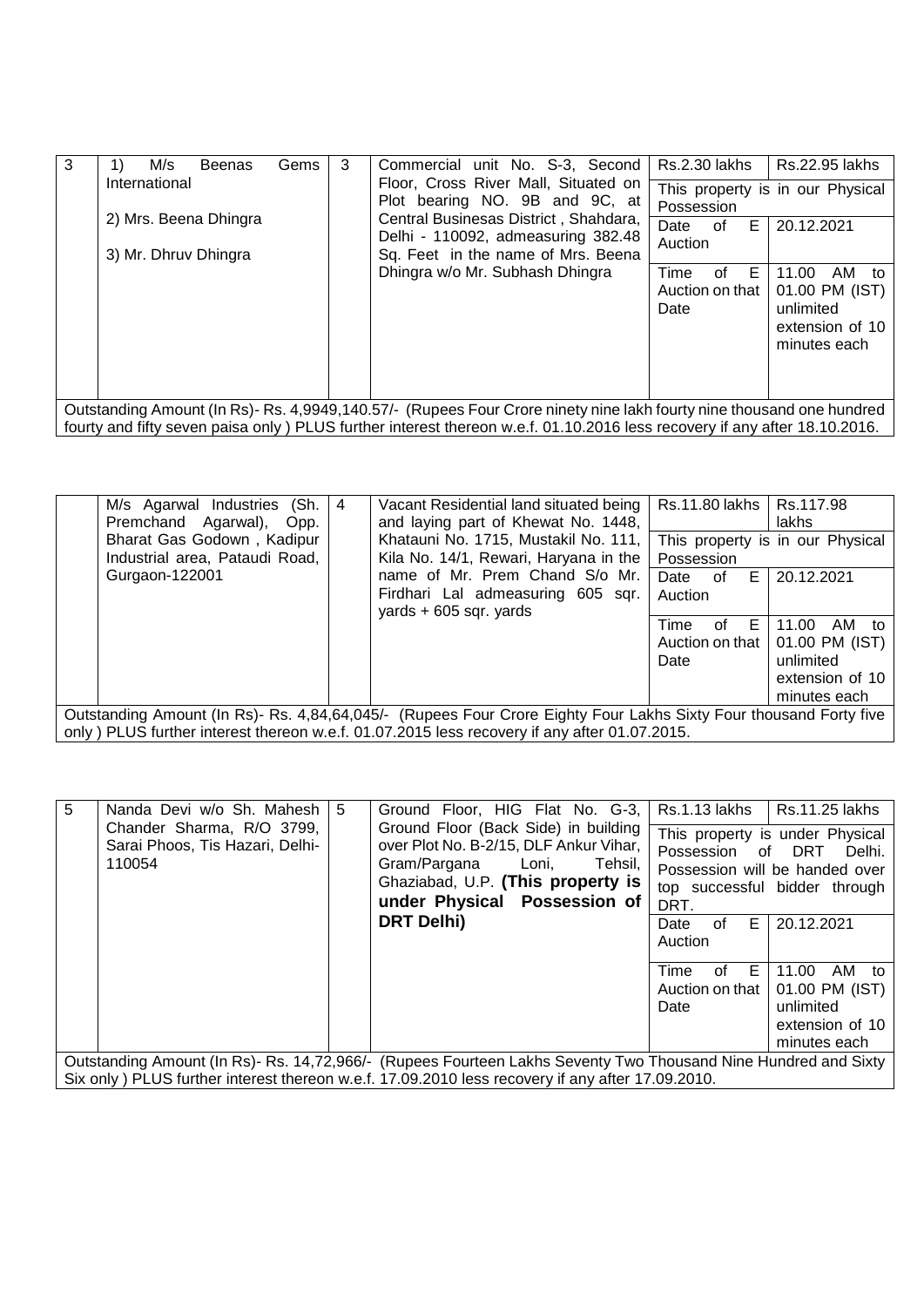| | | | | | |
|---|---|---|---|---|---|
| 3 | 1) M/s Beenas Gems International<br><br>2) Mrs. Beena Dhingra<br><br>3) Mr. Dhruv Dhingra | 3 | Commercial unit No. S-3, Second Floor, Cross River Mall, Situated on Plot bearing NO. 9B and 9C, at Central Businesas District , Shahdara, Delhi - 110092, admeasuring 382.48 Sq. Feet in the name of Mrs. Beena Dhingra w/o Mr. Subhash Dhingra | Rs.2.30 lakhs | Rs.22.95 lakhs |
| | | | | This property is in our Physical Possession | |
| | | | | Date of E Auction | 20.12.2021 |
| | | | | Time of E Auction on that Date | 11.00 AM to 01.00 PM (IST) unlimited extension of 10 minutes each |
| Outstanding Amount (In Rs)- Rs. 4,9949,140.57/- (Rupees Four Crore ninety nine lakh fourty nine thousand one hundred fourty and fifty seven paisa only ) PLUS further interest thereon w.e.f. 01.10.2016 less recovery if any after 18.10.2016. | | | | | |

| | | | | | |
|---|---|---|---|---|---|
| | M/s Agarwal Industries (Sh. Premchand Agarwal), Opp. Bharat Gas Godown , Kadipur Industrial area, Pataudi Road, Gurgaon-122001 | 4 | Vacant Residential land situated being and laying part of Khewat No. 1448, Khatauni No. 1715, Mustakil No. 111, Kila No. 14/1, Rewari, Haryana in the name of Mr. Prem Chand S/o Mr. Firdhari Lal admeasuring 605 sqr. yards + 605 sqr. yards | Rs.11.80 lakhs | Rs.117.98 lakhs |
| | | | | This property is in our Physical Possession | |
| | | | | Date of E Auction | 20.12.2021 |
| | | | | Time of E Auction on that Date | 11.00 AM to 01.00 PM (IST) unlimited extension of 10 minutes each |
| Outstanding Amount (In Rs)- Rs. 4,84,64,045/- (Rupees Four Crore Eighty Four Lakhs Sixty Four thousand Forty five only ) PLUS further interest thereon w.e.f. 01.07.2015 less recovery if any after 01.07.2015. | | | | | |

| | | | | | |
|---|---|---|---|---|---|
| 5 | Nanda Devi w/o Sh. Mahesh Chander Sharma, R/O 3799, Sarai Phoos, Tis Hazari, Delhi-110054 | 5 | Ground Floor, HIG Flat No. G-3, Ground Floor (Back Side) in building over Plot No. B-2/15, DLF Ankur Vihar, Gram/Pargana Loni, Tehsil, Ghaziabad, U.P. **(This property is under Physical Possession of DRT Delhi)** | Rs.1.13 lakhs | Rs.11.25 lakhs |
| | | | | This property is under Physical Possession of DRT Delhi. Possession will be handed over top successful bidder through DRT. | |
| | | | | Date of E Auction | 20.12.2021 |
| | | | | Time of E Auction on that Date | 11.00 AM to 01.00 PM (IST) unlimited extension of 10 minutes each |
| Outstanding Amount (In Rs)- Rs. 14,72,966/- (Rupees Fourteen Lakhs Seventy Two Thousand Nine Hundred and Sixty Six only ) PLUS further interest thereon w.e.f. 17.09.2010 less recovery if any after 17.09.2010. | | | | | |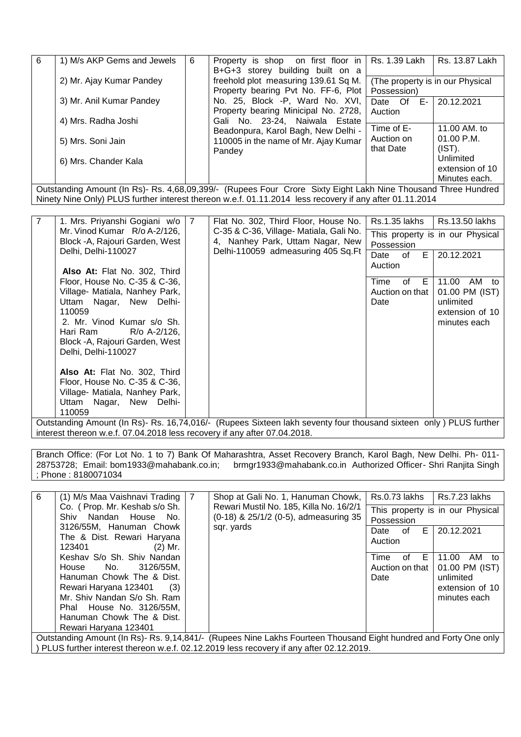| | | | | | |
|---|---|---|---|---|---|
| 6 | 1) M/s AKP Gems and Jewels<br><br>2) Mr. Ajay Kumar Pandey<br><br>3) Mr. Anil Kumar Pandey<br><br>4) Mrs. Radha Joshi<br><br>5) Mrs. Soni Jain<br><br>6) Mrs. Chander Kala | 6 | Property is shop on first floor in B+G+3 storey building built on a freehold plot measuring 139.61 Sq M. Property bearing Pvt No. FF-6, Plot No. 25, Block -P, Ward No. XVI, Property bearing Minicipal No. 2728, Gali No. 23-24, Naiwala Estate Beadonpura, Karol Bagh, New Delhi - 110005 in the name of Mr. Ajay Kumar Pandey | Rs. 1.39 Lakh<br><br>(The property is in our Physical Possession)<br><br>Date Of E-Auction<br><br>Time of E-Auction on that Date | Rs. 13.87 Lakh<br><br><br><br>20.12.2021<br><br>11.00 AM. to 01.00 P.M. (IST). Unlimited extension of 10 Minutes each. |
| Outstanding Amount (In Rs)- Rs. 4,68,09,399/- (Rupees Four Crore Sixty Eight Lakh Nine Thousand Three Hundred Ninety Nine Only) PLUS further interest thereon w.e.f. 01.11.2014 less recovery if any after 01.11.2014 | | | | | |

| | | | | | |
|---|---|---|---|---|---|
| 7 | 1. Mrs. Priyanshi Gogiani w/o Mr. Vinod Kumar R/o A-2/126, Block -A, Rajouri Garden, West Delhi, Delhi-110027<br><br>**Also At:** Flat No. 302, Third Floor, House No. C-35 & C-36, Village- Matiala, Nanhey Park, Uttam Nagar, New Delhi-110059<br>2. Mr. Vinod Kumar s/o Sh. Hari Ram R/o A-2/126, Block -A, Rajouri Garden, West Delhi, Delhi-110027<br><br>**Also At:** Flat No. 302, Third Floor, House No. C-35 & C-36, Village- Matiala, Nanhey Park, Uttam Nagar, New Delhi-110059 | 7 | Flat No. 302, Third Floor, House No. C-35 & C-36, Village- Matiala, Gali No. 4, Nanhey Park, Uttam Nagar, New Delhi-110059 admeasuring 405 Sq.Ft | Rs.1.35 lakhs<br><br>This property is in our Physical Possession<br><br>Date of E Auction<br><br>Time of E Auction on that Date | Rs.13.50 lakhs<br><br><br><br>20.12.2021<br><br>11.00 AM to 01.00 PM (IST) unlimited extension of 10 minutes each |
| Outstanding Amount (In Rs)- Rs. 16,74,016/- (Rupees Sixteen lakh seventy four thousand sixteen only ) PLUS further interest thereon w.e.f. 07.04.2018 less recovery if any after 07.04.2018. | | | | | |

Branch Office: (For Lot No. 1 to 7) Bank Of Maharashtra, Asset Recovery Branch, Karol Bagh, New Delhi. Ph- 011-28753728; Email: bom1933@mahabank.co.in; brmgr1933@mahabank.co.in Authorized Officer- Shri Ranjita Singh ; Phone : 8180071034

| | | | | | |
|---|---|---|---|---|---|
| 6 | (1) M/s Maa Vaishnavi Trading Co. ( Prop. Mr. Keshab s/o Sh. Shiv Nandan House No. 3126/55M, Hanuman Chowk The & Dist. Rewari Haryana 123401 (2) Mr. Keshav S/o Sh. Shiv Nandan House No. 3126/55M, Hanuman Chowk The & Dist. Rewari Haryana 123401 (3) Mr. Shiv Nandan S/o Sh. Ram Phal House No. 3126/55M, Hanuman Chowk The & Dist. Rewari Haryana 123401 | 7 | Shop at Gali No. 1, Hanuman Chowk, Rewari Mustil No. 185, Killa No. 16/2/1 (0-18) & 25/1/2 (0-5), admeasuring 35 sqr. yards | Rs.0.73 lakhs<br><br>This property is in our Physical Possession<br><br>Date of E Auction<br><br>Time of E Auction on that Date | Rs.7.23 lakhs<br><br><br><br>20.12.2021<br><br>11.00 AM to 01.00 PM (IST) unlimited extension of 10 minutes each |
| Outstanding Amount (In Rs)- Rs. 9,14,841/- (Rupees Nine Lakhs Fourteen Thousand Eight hundred and Forty One only ) PLUS further interest thereon w.e.f. 02.12.2019 less recovery if any after 02.12.2019. | | | | | |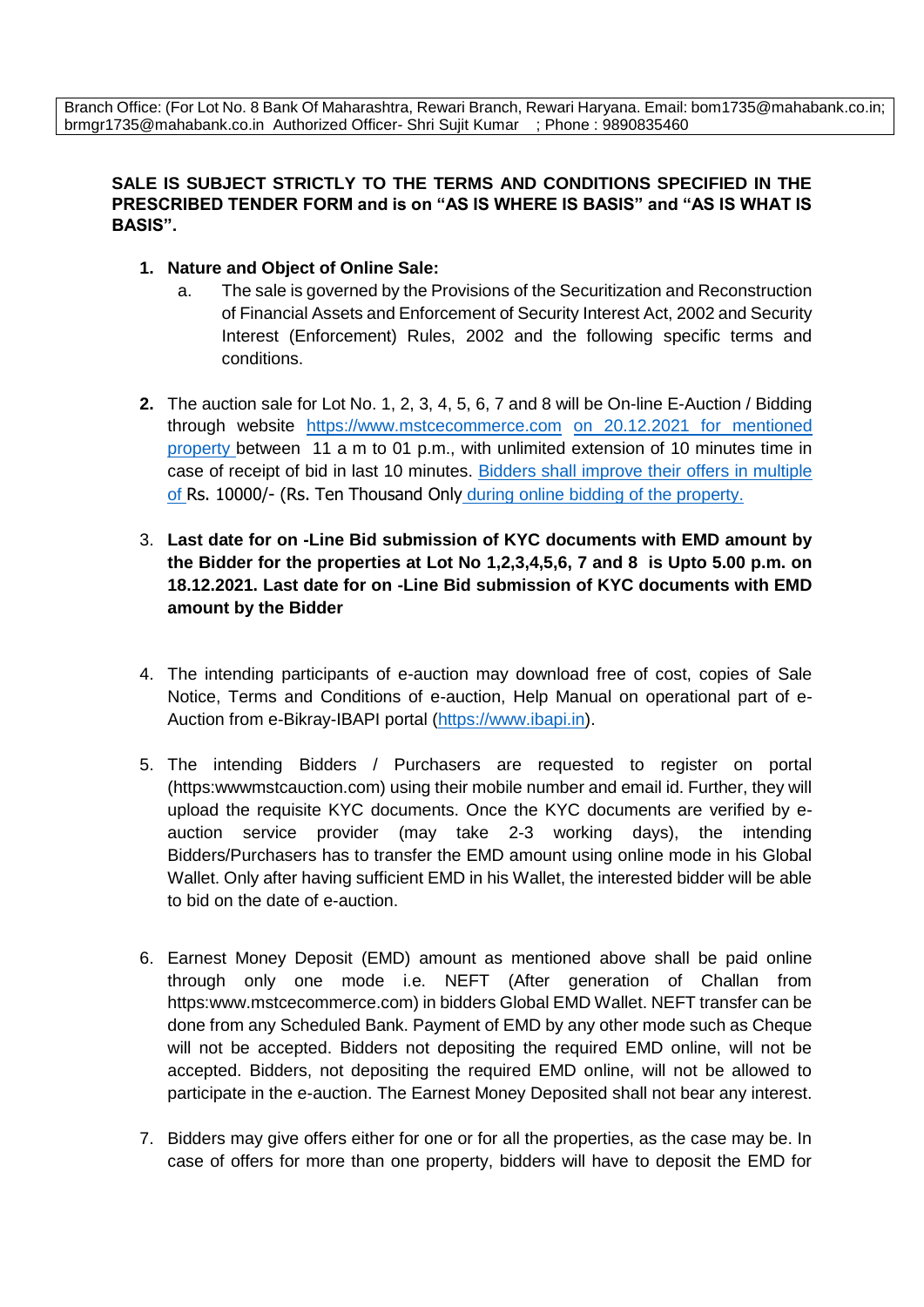Branch Office: (For Lot No. 8 Bank Of Maharashtra, Rewari Branch, Rewari Haryana. Email: bom1735@mahabank.co.in; brmgr1735@mahabank.co.in Authorized Officer- Shri Sujit Kumar ; Phone : 9890835460

**SALE IS SUBJECT STRICTLY TO THE TERMS AND CONDITIONS SPECIFIED IN THE PRESCRIBED TENDER FORM and is on "AS IS WHERE IS BASIS" and "AS IS WHAT IS BASIS".**

1. **Nature and Object of Online Sale:**
   a. The sale is governed by the Provisions of the Securitization and Reconstruction of Financial Assets and Enforcement of Security Interest Act, 2002 and Security Interest (Enforcement) Rules, 2002 and the following specific terms and conditions.

2. The auction sale for Lot No. 1, 2, 3, 4, 5, 6, 7 and 8 will be On-line E-Auction / Bidding through website https://www.mstcecommerce.com on 20.12.2021 for mentioned property between 11 a m to 01 p.m., with unlimited extension of 10 minutes time in case of receipt of bid in last 10 minutes. Bidders shall improve their offers in multiple of Rs. 10000/- (Rs. Ten Thousand Only during online bidding of the property.

3. **Last date for on -Line Bid submission of KYC documents with EMD amount by the Bidder for the properties at Lot No 1,2,3,4,5,6, 7 and 8 is Upto 5.00 p.m. on 18.12.2021. Last date for on -Line Bid submission of KYC documents with EMD amount by the Bidder**

4. The intending participants of e-auction may download free of cost, copies of Sale Notice, Terms and Conditions of e-auction, Help Manual on operational part of e-Auction from e-Bikray-IBAPI portal (https://www.ibapi.in).

5. The intending Bidders / Purchasers are requested to register on portal (https:wwwmstcauction.com) using their mobile number and email id. Further, they will upload the requisite KYC documents. Once the KYC documents are verified by e-auction service provider (may take 2-3 working days), the intending Bidders/Purchasers has to transfer the EMD amount using online mode in his Global Wallet. Only after having sufficient EMD in his Wallet, the interested bidder will be able to bid on the date of e-auction.

6. Earnest Money Deposit (EMD) amount as mentioned above shall be paid online through only one mode i.e. NEFT (After generation of Challan from https:www.mstcecommerce.com) in bidders Global EMD Wallet. NEFT transfer can be done from any Scheduled Bank. Payment of EMD by any other mode such as Cheque will not be accepted. Bidders not depositing the required EMD online, will not be accepted. Bidders, not depositing the required EMD online, will not be allowed to participate in the e-auction. The Earnest Money Deposited shall not bear any interest.

7. Bidders may give offers either for one or for all the properties, as the case may be. In case of offers for more than one property, bidders will have to deposit the EMD for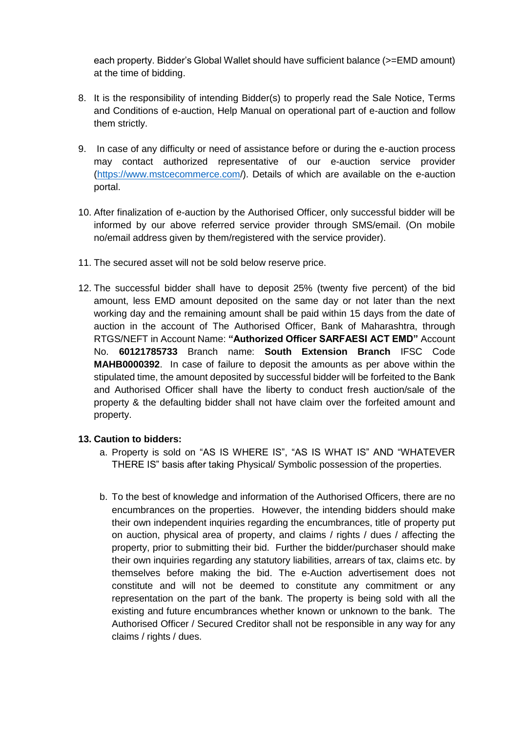each property. Bidder's Global Wallet should have sufficient balance (>=EMD amount) at the time of bidding.

8. It is the responsibility of intending Bidder(s) to properly read the Sale Notice, Terms and Conditions of e-auction, Help Manual on operational part of e-auction and follow them strictly.

9. In case of any difficulty or need of assistance before or during the e-auction process may contact authorized representative of our e-auction service provider (https://www.mstcecommerce.com/). Details of which are available on the e-auction portal.

10. After finalization of e-auction by the Authorised Officer, only successful bidder will be informed by our above referred service provider through SMS/email. (On mobile no/email address given by them/registered with the service provider).

11. The secured asset will not be sold below reserve price.

12. The successful bidder shall have to deposit 25% (twenty five percent) of the bid amount, less EMD amount deposited on the same day or not later than the next working day and the remaining amount shall be paid within 15 days from the date of auction in the account of The Authorised Officer, Bank of Maharashtra, through RTGS/NEFT in Account Name: **"Authorized Officer SARFAESI ACT EMD"** Account No. **60121785733** Branch name: **South Extension Branch** IFSC Code **MAHB0000392**. In case of failure to deposit the amounts as per above within the stipulated time, the amount deposited by successful bidder will be forfeited to the Bank and Authorised Officer shall have the liberty to conduct fresh auction/sale of the property & the defaulting bidder shall not have claim over the forfeited amount and property.

**13. Caution to bidders:**

a. Property is sold on "AS IS WHERE IS", "AS IS WHAT IS" AND "WHATEVER THERE IS" basis after taking Physical/ Symbolic possession of the properties.

b. To the best of knowledge and information of the Authorised Officers, there are no encumbrances on the properties. However, the intending bidders should make their own independent inquiries regarding the encumbrances, title of property put on auction, physical area of property, and claims / rights / dues / affecting the property, prior to submitting their bid. Further the bidder/purchaser should make their own inquiries regarding any statutory liabilities, arrears of tax, claims etc. by themselves before making the bid. The e-Auction advertisement does not constitute and will not be deemed to constitute any commitment or any representation on the part of the bank. The property is being sold with all the existing and future encumbrances whether known or unknown to the bank. The Authorised Officer / Secured Creditor shall not be responsible in any way for any claims / rights / dues.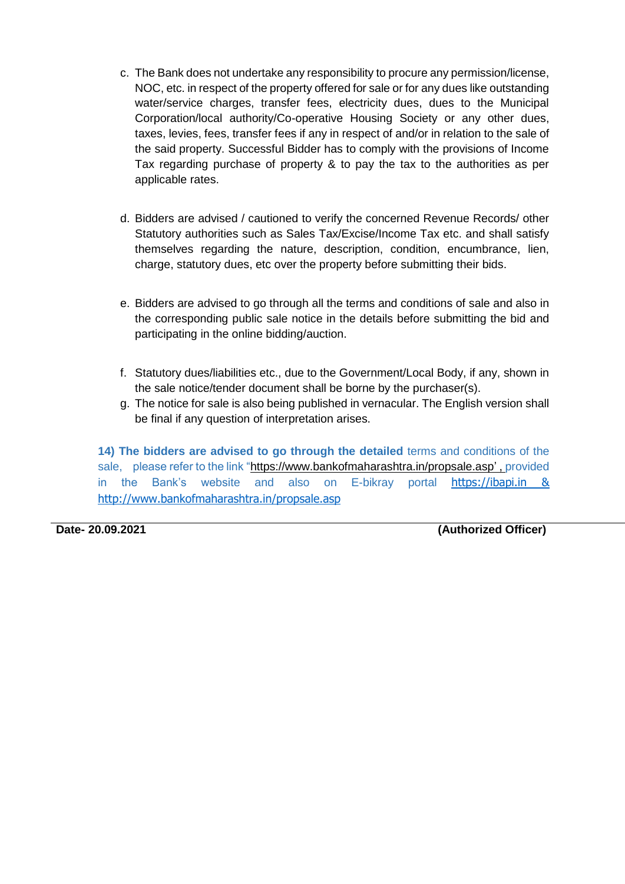c. The Bank does not undertake any responsibility to procure any permission/license, NOC, etc. in respect of the property offered for sale or for any dues like outstanding water/service charges, transfer fees, electricity dues, dues to the Municipal Corporation/local authority/Co-operative Housing Society or any other dues, taxes, levies, fees, transfer fees if any in respect of and/or in relation to the sale of the said property. Successful Bidder has to comply with the provisions of Income Tax regarding purchase of property & to pay the tax to the authorities as per applicable rates.

d. Bidders are advised / cautioned to verify the concerned Revenue Records/ other Statutory authorities such as Sales Tax/Excise/Income Tax etc. and shall satisfy themselves regarding the nature, description, condition, encumbrance, lien, charge, statutory dues, etc over the property before submitting their bids.

e. Bidders are advised to go through all the terms and conditions of sale and also in the corresponding public sale notice in the details before submitting the bid and participating in the online bidding/auction.

f. Statutory dues/liabilities etc., due to the Government/Local Body, if any, shown in the sale notice/tender document shall be borne by the purchaser(s).

g. The notice for sale is also being published in vernacular. The English version shall be final if any question of interpretation arises.

**14) The bidders are advised to go through the detailed** terms and conditions of the sale, please refer to the link "https://www.bankofmaharashtra.in/propsale.asp' , provided in the Bank's website and also on E-bikray portal https://ibapi.in & http://www.bankofmaharashtra.in/propsale.asp

**Date- 20.09.2021** **(Authorized Officer)**